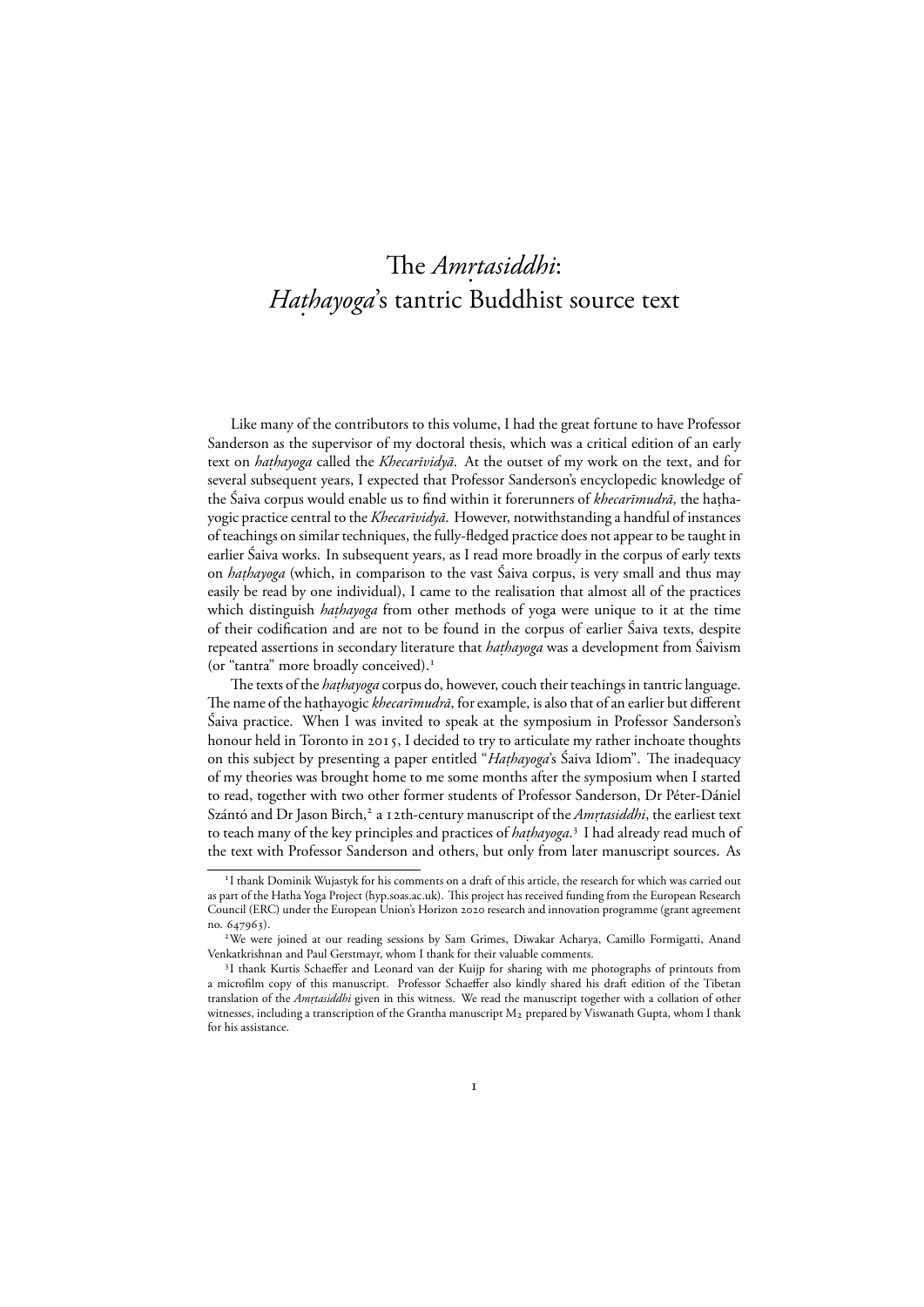# The *Amṛtasiddhi*: *Haṭhayoga*'s tantric Buddhist source text

Like many of the contributors to this volume, I had the great fortune to have Professor Sanderson as the supervisor of my doctoral thesis, which was a critical edition of an early text on *haṭhayoga* called the *Khecarīvidyā*. At the outset of my work on the text, and for several subsequent years, I expected that Professor Sanderson's encyclopedic knowledge of the Śaiva corpus would enable us to find within it forerunners of *khecarīmudrā*, the haṭhayogic practice central to the *Khecarīvidyā*. However, notwithstanding a handful of instances of teachings on similar techniques, the fully-fledged practice does not appear to be taught in earlier Śaiva works. In subsequent years, as I read more broadly in the corpus of early texts on *haṭhayoga* (which, in comparison to the vast Śaiva corpus, is very small and thus may easily be read by one individual), I came to the realisation that almost all of the practices which distinguish *haṭhayoga* from other methods of yoga were unique to it at the time of their codification and are not to be found in the corpus of earlier Śaiva texts, despite repeated assertions in secondary literature that *haṭhayoga* was a development from Śaivism (or "tantra" more broadly conceived).[1]

The texts of the *haṭhayoga* corpus do, however, couch their teachings in tantric language. The name of the haṭhayogic *khecarīmudrā*, for example, is also that of an earlier but different Śaiva practice. When I was invited to speak at the symposium in Professor Sanderson's honour held in Toronto in 2015, I decided to try to articulate my rather inchoate thoughts on this subject by presenting a paper entitled "*Haṭhayoga*'s Śaiva Idiom". The inadequacy of my theories was brought home to me some months after the symposium when I started to read, together with two other former students of Professor Sanderson, Dr Péter-Dániel Szántó and Dr Jason Birch,[2] a 12th-century manuscript of the *Amṛtasiddhi*, the earliest text to teach many of the key principles and practices of *haṭhayoga*.[3] I had already read much of the text with Professor Sanderson and others, but only from later manuscript sources. As

---

[1] I thank Dominik Wujastyk for his comments on a draft of this article, the research for which was carried out as part of the Hatha Yoga Project (hyp.soas.ac.uk). This project has received funding from the European Research Council (ERC) under the European Union's Horizon 2020 research and innovation programme (grant agreement no. 647963).

[2] We were joined at our reading sessions by Sam Grimes, Diwakar Acharya, Camillo Formigatti, Anand Venkatkrishnan and Paul Gerstmayr, whom I thank for their valuable comments.

[3] I thank Kurtis Schaeffer and Leonard van der Kuijp for sharing with me photographs of printouts from a microfilm copy of this manuscript. Professor Schaeffer also kindly shared his draft edition of the Tibetan translation of the *Amṛtasiddhi* given in this witness. We read the manuscript together with a collation of other witnesses, including a transcription of the Grantha manuscript $M_2$ prepared by Viswanath Gupta, whom I thank for his assistance.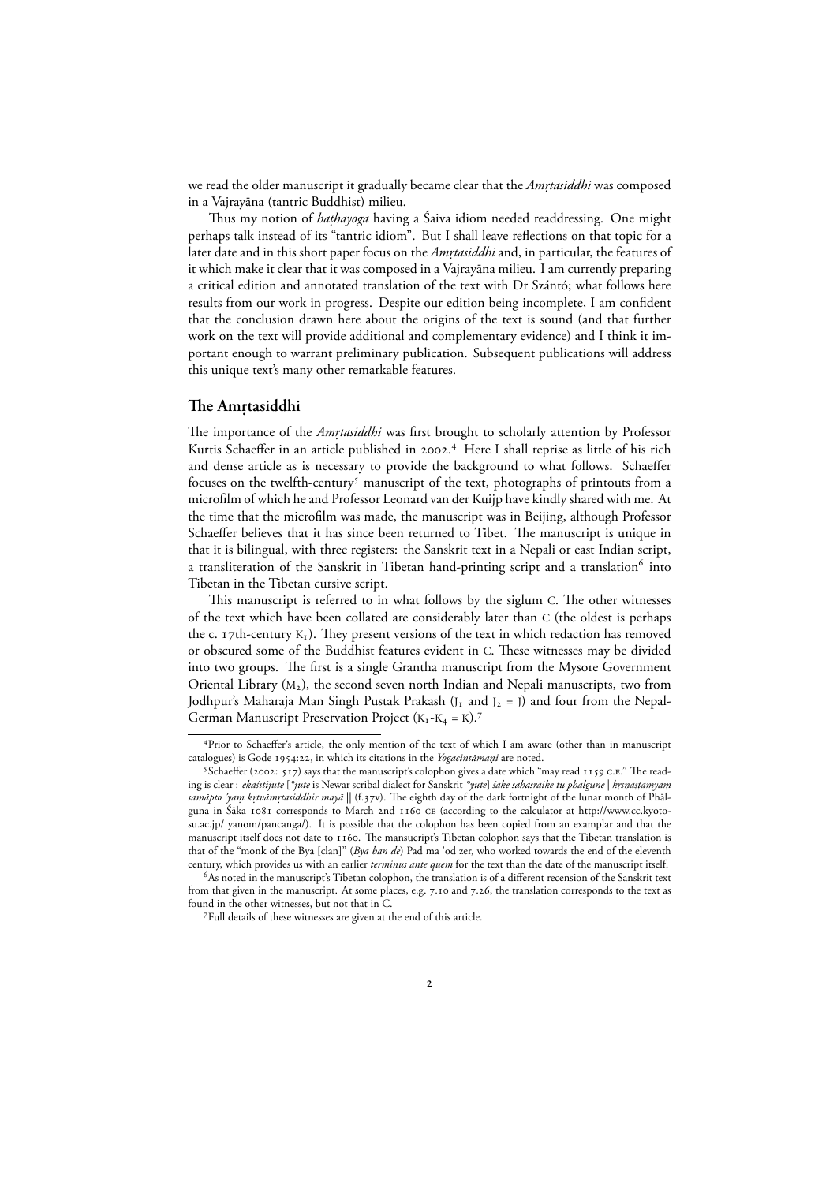we read the older manuscript it gradually became clear that the *Amṛtasiddhi* was composed in a Vajrayāna (tantric Buddhist) milieu.

Thus my notion of *haṭhayoga* having a Śaiva idiom needed readdressing. One might perhaps talk instead of its "tantric idiom". But I shall leave reflections on that topic for a later date and in this short paper focus on the *Amṛtasiddhi* and, in particular, the features of it which make it clear that it was composed in a Vajrayāna milieu. I am currently preparing a critical edition and annotated translation of the text with Dr Szántó; what follows here results from our work in progress. Despite our edition being incomplete, I am confident that the conclusion drawn here about the origins of the text is sound (and that further work on the text will provide additional and complementary evidence) and I think it important enough to warrant preliminary publication. Subsequent publications will address this unique text's many other remarkable features.

## The Amṛtasiddhi

The importance of the *Amṛtasiddhi* was first brought to scholarly attention by Professor Kurtis Schaeffer in an article published in 2002.[4] Here I shall reprise as little of his rich and dense article as is necessary to provide the background to what follows. Schaeffer focuses on the twelfth-century[5] manuscript of the text, photographs of printouts from a microfilm of which he and Professor Leonard van der Kuijp have kindly shared with me. At the time that the microfilm was made, the manuscript was in Beijing, although Professor Schaeffer believes that it has since been returned to Tibet. The manuscript is unique in that it is bilingual, with three registers: the Sanskrit text in a Nepali or east Indian script, a transliteration of the Sanskrit in Tibetan hand-printing script and a translation[6] into Tibetan in the Tibetan cursive script.

This manuscript is referred to in what follows by the siglum C. The other witnesses of the text which have been collated are considerably later than C (the oldest is perhaps the c. 17th-century $K_1$). They present versions of the text in which redaction has removed or obscured some of the Buddhist features evident in C. These witnesses may be divided into two groups. The first is a single Grantha manuscript from the Mysore Government Oriental Library ($M_2$), the second seven north Indian and Nepali manuscripts, two from Jodhpur's Maharaja Man Singh Pustak Prakash ($J_1$ and $J_2$ = J) and four from the Nepal-German Manuscript Preservation Project ($K_1$-$K_4$ = K).[7]

---

[4] Prior to Schaeffer's article, the only mention of the text of which I am aware (other than in manuscript catalogues) is Gode 1954:22, in which its citations in the *Yogacintāmaṇi* are noted.

[5] Schaeffer (2002: 517) says that the manuscript's colophon gives a date which "may read 1159 C.E." The reading is clear : *ekāśītijute* [*°jute* is Newar scribal dialect for Sanskrit *°yute*] *śāke sahāsraike tu phālgune | kṛṣṇāṣṭamyāṃ samāpto 'yaṃ kṛtvāmṛtasiddhir mayā ||* (f.37v). The eighth day of the dark fortnight of the lunar month of Phālguna in Śāka 1081 corresponds to March 2nd 1160 CE (according to the calculator at http://www.cc.kyoto-su.ac.jp/ yanom/pancanga/). It is possible that the colophon has been copied from an examplar and that the manuscript itself does not date to 1160. The manuscript's Tibetan colophon says that the Tibetan translation is that of the "monk of the Bya [clan]" (*Bya ban de*) Pad ma 'od zer, who worked towards the end of the eleventh century, which provides us with an earlier *terminus ante quem* for the text than the date of the manuscript itself.

[6] As noted in the manuscript's Tibetan colophon, the translation is of a different recension of the Sanskrit text from that given in the manuscript. At some places, e.g. 7.10 and 7.26, the translation corresponds to the text as found in the other witnesses, but not that in C.

[7] Full details of these witnesses are given at the end of this article.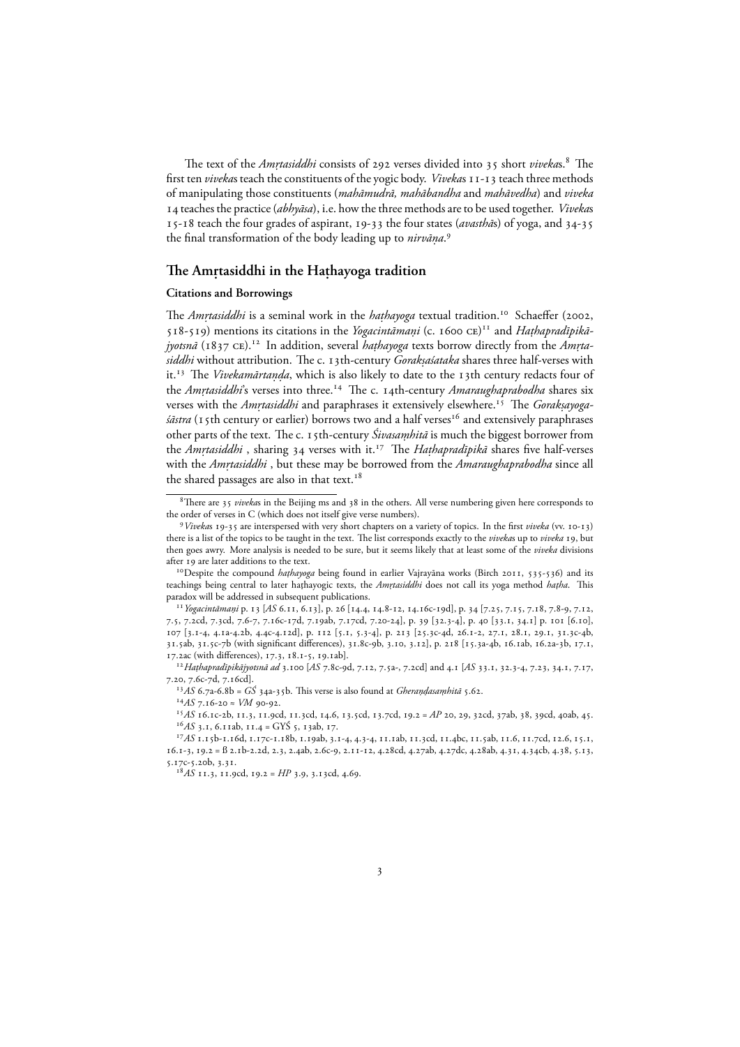The text of the *Amṛtasiddhi* consists of 292 verses divided into 35 short *viveka*s.[8] The first ten *viveka*s teach the constituents of the yogic body. *Viveka*s 11-13 teach three methods of manipulating those constituents (*mahāmudrā, mahābandha* and *mahāvedha*) and *viveka* 14 teaches the practice (*abhyāsa*), i.e. how the three methods are to be used together. *Viveka*s 15-18 teach the four grades of aspirant, 19-33 the four states (*avasthā*s) of yoga, and 34-35 the final transformation of the body leading up to *nirvāṇa*.[9]

## The Amṛtasiddhi in the Haṭhayoga tradition

### Citations and Borrowings

The *Amṛtasiddhi* is a seminal work in the *haṭhayoga* textual tradition.[10] Schaeffer (2002, 518-519) mentions its citations in the *Yogacintāmaṇi* (c. 1600 CE)[11] and *Haṭhapradīpikājyotsnā* (1837 CE).[12] In addition, several *haṭhayoga* texts borrow directly from the *Amṛtasiddhi* without attribution. The c. 13th-century *Gorakṣaśataka* shares three half-verses with it.[13] The *Vivekamārtaṇḍa*, which is also likely to date to the 13th century redacts four of the *Amṛtasiddhi*'s verses into three.[14] The c. 14th-century *Amaraughaprabodha* shares six verses with the *Amṛtasiddhi* and paraphrases it extensively elsewhere.[15] The *Gorakṣayogaśāstra* (15th century or earlier) borrows two and a half verses[16] and extensively paraphrases other parts of the text. The c. 15th-century *Śivasaṃhitā* is much the biggest borrower from the *Amṛtasiddhi* , sharing 34 verses with it.[17] The *Haṭhapradīpikā* shares five half-verses with the *Amṛtasiddhi* , but these may be borrowed from the *Amaraughaprabodha* since all the shared passages are also in that text.[18]

---

[8] There are 35 *viveka*s in the Beijing ms and 38 in the others. All verse numbering given here corresponds to the order of verses in C (which does not itself give verse numbers).

[9] *Viveka*s 19-35 are interspersed with very short chapters on a variety of topics. In the first *viveka* (vv. 10-13) there is a list of the topics to be taught in the text. The list corresponds exactly to the *viveka*s up to *viveka* 19, but then goes awry. More analysis is needed to be sure, but it seems likely that at least some of the *viveka* divisions after 19 are later additions to the text.

[10] Despite the compound *haṭhayoga* being found in earlier Vajrayāna works (Birch 2011, 535-536) and its teachings being central to later haṭhayogic texts, the *Amṛtasiddhi* does not call its yoga method *haṭha*. This paradox will be addressed in subsequent publications.

[11] *Yogacintāmaṇi* p. 13 [*AS* 6.11, 6.13], p. 26 [14.4, 14.8-12, 14.16c-19d], p. 34 [7.25, 7.15, 7.18, 7.8-9, 7.12, 7.5, 7.2cd, 7.3cd, 7.6-7, 7.16c-17d, 7.19ab, 7.17cd, 7.20-24], p. 39 [32.3-4], p. 40 [33.1, 34.1] p. 101 [6.10], 107 [3.1-4, 4.1a-4.2b, 4.4c-4.12d], p. 112 [5.1, 5.3-4], p. 213 [25.3c-4d, 26.1-2, 27.1, 28.1, 29.1, 31.3c-4b, 31.5ab, 31.5c-7b (with significant differences), 31.8c-9b, 3.10, 3.12], p. 218 [15.3a-4b, 16.1ab, 16.2a-3b, 17.1, 17.2ac (with differences), 17.3, 18.1-5, 19.1ab].

[12] *Haṭhapradīpikājyotsnā ad* 3.100 [*AS* 7.8c-9d, 7.12, 7.5a-, 7.2cd] and 4.1 [*AS* 33.1, 32.3-4, 7.23, 34.1, 7.17, 7.20, 7.6c-7d, 7.16cd].

[13] *AS* 6.7a-6.8b = *GŚ* 34a-35b. This verse is also found at *Gheraṇḍasaṃhitā* 5.62.

[14] *AS* 7.16-20 ≈ *VM* 90-92.

[15] *AS* 16.1c-2b, 11.3, 11.9cd, 11.3cd, 14.6, 13.5cd, 13.7cd, 19.2 = *AP* 20, 29, 32cd, 37ab, 38, 39cd, 40ab, 45.

[16] *AS* 3.1, 6.11ab, 11.4 = GYŚ 5, 13ab, 17.

[17] *AS* 1.15b-1.16d, 1.17c-1.18b, 1.19ab, 3.1-4, 4.3-4, 11.1ab, 11.3cd, 11.4bc, 11.5ab, 11.6, 11.7cd, 12.6, 15.1, 16.1-3, 19.2 = ß 2.1b-2.2d, 2.3, 2.4ab, 2.6c-9, 2.11-12, 4.28cd, 4.27ab, 4.27dc, 4.28ab, 4.31, 4.34cb, 4.38, 5.13, 5.17c-5.20b, 3.31.

[18] *AS* 11.3, 11.9cd, 19.2 = *HP* 3.9, 3.13cd, 4.69.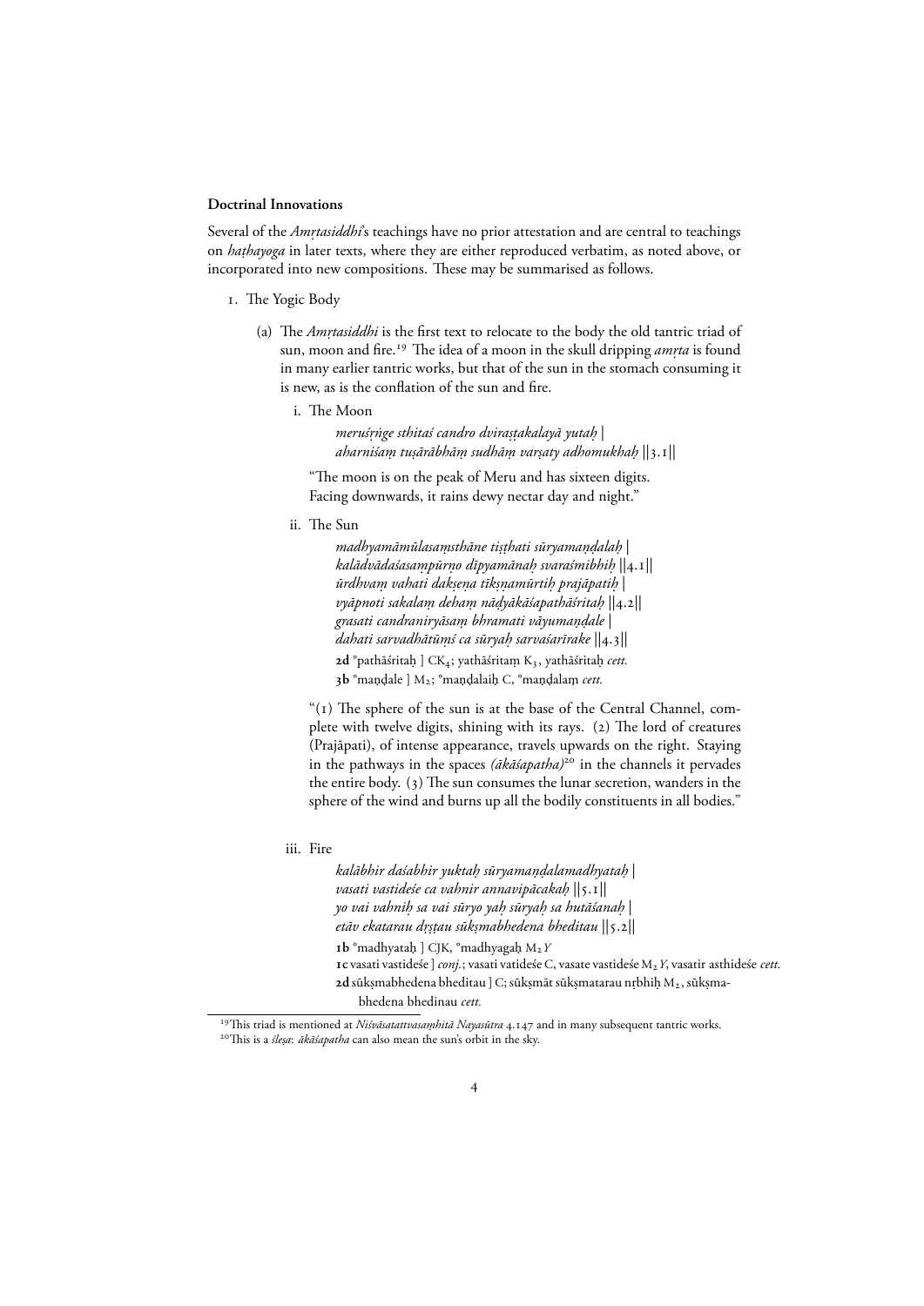**Doctrinal Innovations**

Several of the *Amṛtasiddhi*'s teachings have no prior attestation and are central to teachings on *haṭhayoga* in later texts, where they are either reproduced verbatim, as noted above, or incorporated into new compositions. These may be summarised as follows.

1. The Yogic Body

   (a) The *Amṛtasiddhi* is the first text to relocate to the body the old tantric triad of sun, moon and fire.[19] The idea of a moon in the skull dripping *amṛta* is found in many earlier tantric works, but that of the sun in the stomach consuming it is new, as is the conflation of the sun and fire.

   i. The Moon

   > *meruśṛṅge sthitaś candro dviraṣṭakalayā yutaḥ |*
   > *aharniśaṃ tuṣārābhāṃ sudhāṃ varṣaty adhomukhaḥ ||3.1||*

   "The moon is on the peak of Meru and has sixteen digits.
   Facing downwards, it rains dewy nectar day and night."

   ii. The Sun

   > *madhyamāmūlasaṃsthāne tiṣṭhati sūryamaṇḍalaḥ |*
   > *kalādvādaśasampūrṇo dīpyamānaḥ svaraśmibhiḥ ||4.1||*
   > *ūrdhvaṃ vahati dakṣeṇa tīkṣṇamūrtiḥ prajāpatiḥ |*
   > *vyāpnoti sakalaṃ dehaṃ nāḍyākāśapathāśritaḥ ||4.2||*
   > *grasati candraniryāsaṃ bhramati vāyumaṇḍale |*
   > *dahati sarvadhātūṃś ca sūryaḥ sarvaśarīrake ||4.3||*
   >
   > **2d** °pathāśritaḥ ] $CK_4$; yathāśritaṃ $K_3$, yathāśritaḥ *cett.*
   > **3b** °maṇḍale ] $M_2$; °maṇḍalaiḥ C, °maṇḍalaṃ *cett.*

   "(1) The sphere of the sun is at the base of the Central Channel, complete with twelve digits, shining with its rays. (2) The lord of creatures (Prajāpati), of intense appearance, travels upwards on the right. Staying in the pathways in the spaces *(ākāśapatha)*[20] in the channels it pervades the entire body. (3) The sun consumes the lunar secretion, wanders in the sphere of the wind and burns up all the bodily constituents in all bodies."

   iii. Fire

   > *kalābhir daśabhir yuktaḥ sūryamaṇḍalamadhyataḥ |*
   > *vasati vastideśe ca vahnir annavipācakaḥ ||5.1||*
   > *yo vai vahniḥ sa vai sūryo yaḥ sūryaḥ sa hutāśanaḥ |*
   > *etāv ekatarau dṛṣṭau sūkṣmabhedena bheditau ||5.2||*
   >
   > **1b** °madhyataḥ ] CJK, °madhyagaḥ $M_2$ *Y*
   > **1c** vasati vastideśe ] *conj.*; vasati vatideśe C, vasate vastideśe $M_2$ *Y*, vasatir asthideśe *cett.*
   > **2d** sūkṣmabhedena bheditau ] C; sūkṣmāt sūkṣmatarau nṛbhiḥ $M_2$, sūkṣmabhedena bhedinau *cett.*

[19] This triad is mentioned at *Niśvāsatattvasaṃhitā Nayasūtra* 4.147 and in many subsequent tantric works.

[20] This is a *śleṣa*: *ākāśapatha* can also mean the sun's orbit in the sky.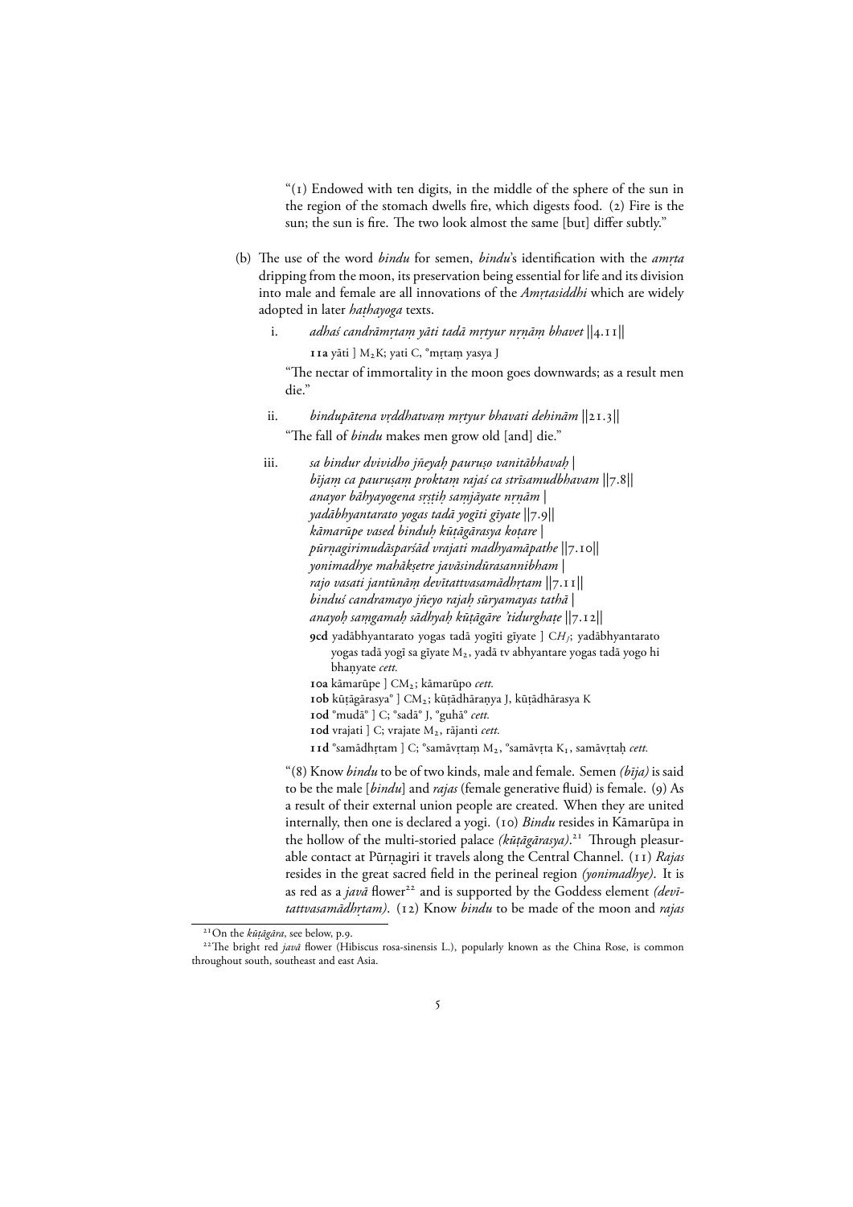"(1) Endowed with ten digits, in the middle of the sphere of the sun in the region of the stomach dwells fire, which digests food. (2) Fire is the sun; the sun is fire. The two look almost the same [but] differ subtly."

(b) The use of the word *bindu* for semen, *bindu*'s identification with the *amṛta* dripping from the moon, its preservation being essential for life and its division into male and female are all innovations of the *Amṛtasiddhi* which are widely adopted in later *haṭhayoga* texts.

i. *adhaś candrāmṛtaṃ yāti tadā mṛtyur nṛṇāṃ bhavet* ||4.11||

   **11a** yāti ] $M_2$K; yati C, °mṛtaṃ yasya J

   "The nectar of immortality in the moon goes downwards; as a result men die."

ii. *bindupātena vṛddhatvaṃ mṛtyur bhavati dehinām* ||21.3||

   "The fall of *bindu* makes men grow old [and] die."

iii. *sa bindur dvividho jñeyaḥ pauruṣo vanitābhavaḥ |*
   *bījaṃ ca pauruṣaṃ proktaṃ rajaś ca strīsamudbhavam* ||7.8||
   *anayor bāhyayogena sṛṣṭiḥ saṃjāyate nṛṇām |*
   *yadābhyantarato yogas tadā yogīti gīyate* ||7.9||
   *kāmarūpe vased binduḥ kūṭāgārasya koṭare |*
   *pūrṇagirimudāsparśād vrajati madhyamāpathe* ||7.10||
   *yonimadhye mahākṣetre javāsindūrasannibham |*
   *rajo vasati jantūnāṃ devītattvasamādhṛtam* ||7.11||
   *binduś candramayo jñeyo rajaḥ sūryamayas tathā |*
   *anayoḥ saṃgamaḥ sādhyaḥ kūṭāgāre 'tidurghaṭe* ||7.12||

   **9cd** yadābhyantarato yogas tadā yogīti gīyate ] *$CH_J$*; yadābhyantarato yogas tadā yogī sa gīyate $M_2$, yadā tv abhyantare yogas tadā yogo hi bhaṇyate *cett.*
   **10a** kāmarūpe ] $CM_2$; kāmarūpo *cett.*
   **10b** kūṭāgārasya° ] $CM_2$; kūṭādhāraṇya J, kūṭādhārasya K
   **10d** °mudā° ] C; °sadā° J, °guhā° *cett.*
   **10d** vrajati ] C; vrajate $M_2$, rājanti *cett.*
   **11d** °samādhṛtam ] C; °samāvṛtaṃ $M_2$, °samāvṛta $K_1$, samāvṛtaḥ *cett.*

   "(8) Know *bindu* to be of two kinds, male and female. Semen *(bīja)* is said to be the male [*bindu*] and *rajas* (female generative fluid) is female. (9) As a result of their external union people are created. When they are united internally, then one is declared a yogi. (10) *Bindu* resides in Kāmarūpa in the hollow of the multi-storied palace *(kūṭāgārasya)*.[21] Through pleasurable contact at Pūrṇagiri it travels along the Central Channel. (11) *Rajas* resides in the great sacred field in the perineal region *(yonimadhye)*. It is as red as a *javā* flower[22] and is supported by the Goddess element *(devītattvasamādhṛtam)*. (12) Know *bindu* to be made of the moon and *rajas*

---

[21] On the *kūṭāgāra*, see below, p.9.

[22] The bright red *javā* flower (Hibiscus rosa-sinensis L.), popularly known as the China Rose, is common throughout south, southeast and east Asia.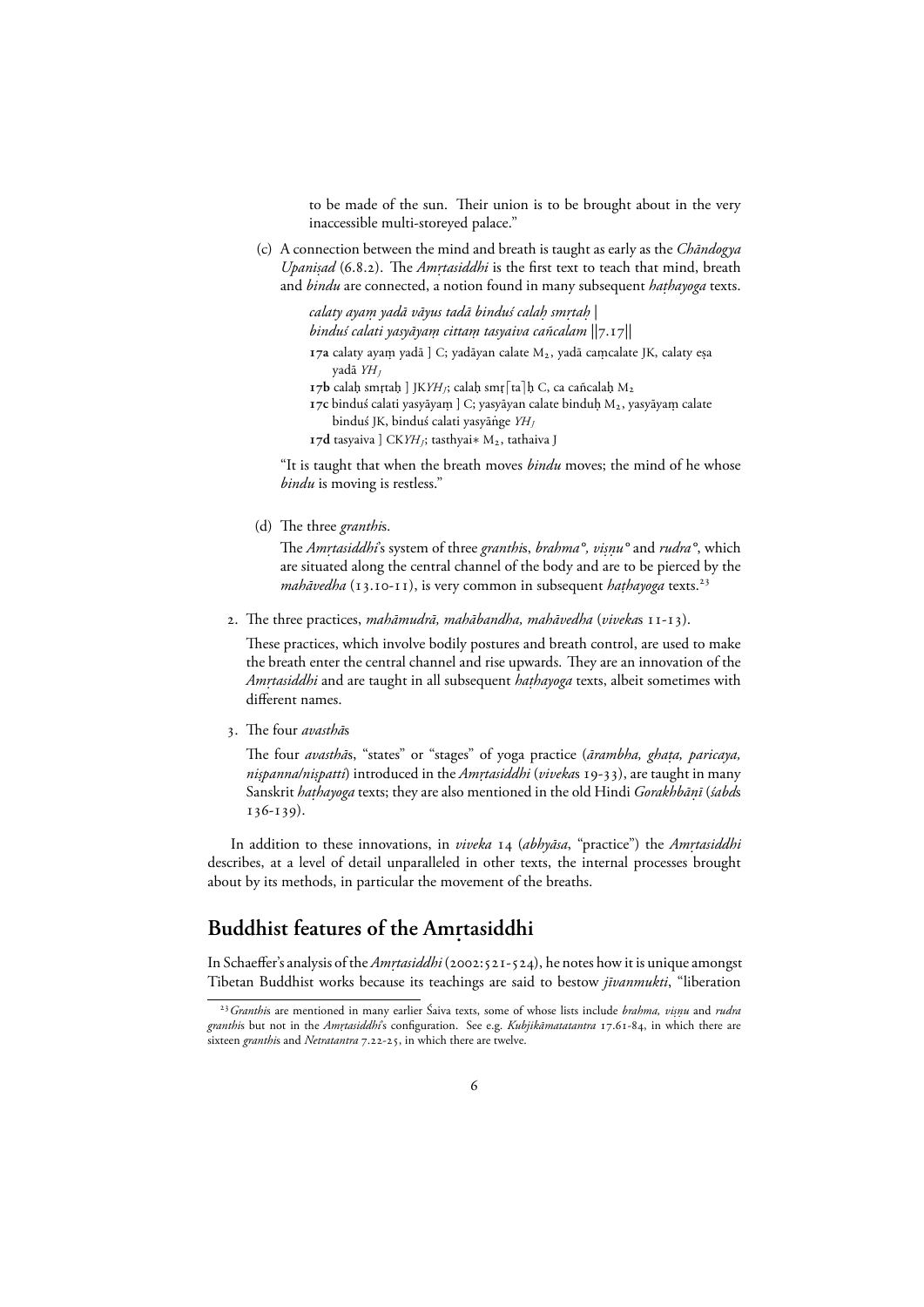to be made of the sun. Their union is to be brought about in the very inaccessible multi-storeyed palace."

(c) A connection between the mind and breath is taught as early as the *Chāndogya Upaniṣad* (6.8.2). The *Amṛtasiddhi* is the first text to teach that mind, breath and *bindu* are connected, a notion found in many subsequent *haṭhayoga* texts.

> *calaty ayaṃ yadā vāyus tadā binduś calaḥ smṛtaḥ |*
> *binduś calati yasyāyaṃ cittaṃ tasyaiva cañcalam* ||7.17||
>
> **17a** calaty ayaṃ yadā ] C; yadāyan calate M₂, yadā caṃcalate JK, calaty eṣa yadā *YH*$_J$
>
> **17b** calaḥ smṛtaḥ ] JK*YH*$_J$; calaḥ smṛ⌈ta⌉ḥ C, ca cañcalaḥ M₂
>
> **17c** binduś calati yasyāyaṃ ] C; yasyāyan calate binduḥ M₂, yasyāyaṃ calate binduś JK, binduś calati yasyāṅge *YH*$_J$
>
> **17d** tasyaiva ] CK*YH*$_J$; tasthyai∗ M₂, tathaiva J

"It is taught that when the breath moves *bindu* moves; the mind of he whose *bindu* is moving is restless."

(d) The three *granthi*s.

The *Amṛtasiddhi*'s system of three *granthi*s, *brahma°, viṣṇu°* and *rudra°*, which are situated along the central channel of the body and are to be pierced by the *mahāvedha* (13.10-11), is very common in subsequent *haṭhayoga* texts.[23]

2. The three practices, *mahāmudrā, mahābandha, mahāvedha* (*viveka*s 11-13).

These practices, which involve bodily postures and breath control, are used to make the breath enter the central channel and rise upwards. They are an innovation of the *Amṛtasiddhi* and are taught in all subsequent *haṭhayoga* texts, albeit sometimes with different names.

3. The four *avasthā*s

The four *avasthā*s, "states" or "stages" of yoga practice (*ārambha, ghaṭa, paricaya, niṣpanna/niṣpatti*) introduced in the *Amṛtasiddhi* (*viveka*s 19-33), are taught in many Sanskrit *haṭhayoga* texts; they are also mentioned in the old Hindi *Gorakhbāṇī* (*śabd*s 136-139).

In addition to these innovations, in *viveka* 14 (*abhyāsa*, "practice") the *Amṛtasiddhi* describes, at a level of detail unparalleled in other texts, the internal processes brought about by its methods, in particular the movement of the breaths.

## Buddhist features of the Amṛtasiddhi

In Schaeffer's analysis of the *Amṛtasiddhi* (2002:521-524), he notes how it is unique amongst Tibetan Buddhist works because its teachings are said to bestow *jīvanmukti*, "liberation

---

[23] *Granthi*s are mentioned in many earlier Śaiva texts, some of whose lists include *brahma, viṣṇu* and *rudra granthi*s but not in the *Amṛtasiddhi*'s configuration. See e.g. *Kubjikāmatatantra* 17.61-84, in which there are sixteen *granthi*s and *Netratantra* 7.22-25, in which there are twelve.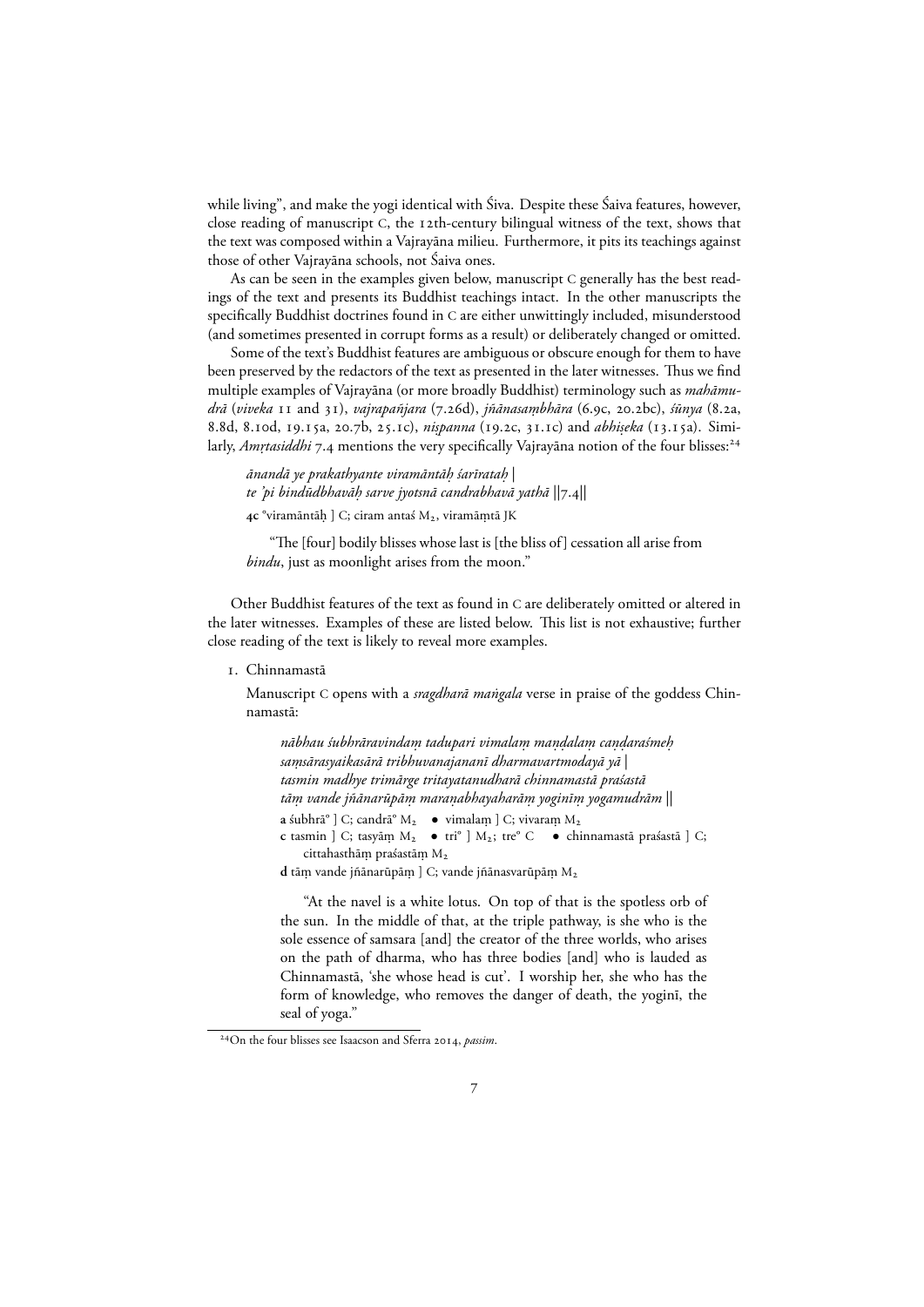while living", and make the yogi identical with Śiva. Despite these Śaiva features, however, close reading of manuscript C, the 12th-century bilingual witness of the text, shows that the text was composed within a Vajrayāna milieu. Furthermore, it pits its teachings against those of other Vajrayāna schools, not Śaiva ones.

As can be seen in the examples given below, manuscript C generally has the best readings of the text and presents its Buddhist teachings intact. In the other manuscripts the specifically Buddhist doctrines found in C are either unwittingly included, misunderstood (and sometimes presented in corrupt forms as a result) or deliberately changed or omitted.

Some of the text's Buddhist features are ambiguous or obscure enough for them to have been preserved by the redactors of the text as presented in the later witnesses. Thus we find multiple examples of Vajrayāna (or more broadly Buddhist) terminology such as *mahāmudrā* (*viveka* 11 and 31), *vajrapañjara* (7.26d), *jñānasaṃbhāra* (6.9c, 20.2bc), *śūnya* (8.2a, 8.8d, 8.10d, 19.15a, 20.7b, 25.1c), *niṣpanna* (19.2c, 31.1c) and *abhiṣeka* (13.15a). Similarly, *Amṛtasiddhi* 7.4 mentions the very specifically Vajrayāna notion of the four blisses:[24]

> *ānandā ye prakathyante viramāntāḥ śarīrataḥ |*
> *te 'pi bindūdbhavāḥ sarve jyotsnā candrabhavā yathā* ||7.4||
>
> **4c** °viramāntāḥ ] C; ciram antaś M₂, viramāṃtā JK
>
> "The [four] bodily blisses whose last is [the bliss of] cessation all arise from *bindu*, just as moonlight arises from the moon."

Other Buddhist features of the text as found in C are deliberately omitted or altered in the later witnesses. Examples of these are listed below. This list is not exhaustive; further close reading of the text is likely to reveal more examples.

1. Chinnamastā

   Manuscript C opens with a *sragdharā maṅgala* verse in praise of the goddess Chinnamastā:

   > *nābhau śubhrāravindaṃ tadupari vimalaṃ maṇḍalaṃ caṇḍaraśmeḥ*
   > *saṃsārasyaikasārā tribhuvanajananī dharmavartmodayā yā |*
   > *tasmin madhye trimārge tritayatanudharā chinnamastā praśastā*
   > *tāṃ vande jñānarūpāṃ maraṇabhayaharāṃ yoginīṃ yogamudrām* ||
   >
   > **a** śubhrā° ] C; candrā° M₂ • vimalaṃ ] C; vivaraṃ M₂
   > **c** tasmin ] C; tasyāṃ M₂ • trī° ] M₂; tre° C • chinnamastā praśastā ] C; cittahasthāṃ praśastāṃ M₂
   > **d** tāṃ vande jñānarūpāṃ ] C; vande jñānasvarūpāṃ M₂
   >
   > "At the navel is a white lotus. On top of that is the spotless orb of the sun. In the middle of that, at the triple pathway, is she who is the sole essence of samsara [and] the creator of the three worlds, who arises on the path of dharma, who has three bodies [and] who is lauded as Chinnamastā, 'she whose head is cut'. I worship her, she who has the form of knowledge, who removes the danger of death, the yoginī, the seal of yoga."

[24] On the four blisses see Isaacson and Sferra 2014, *passim*.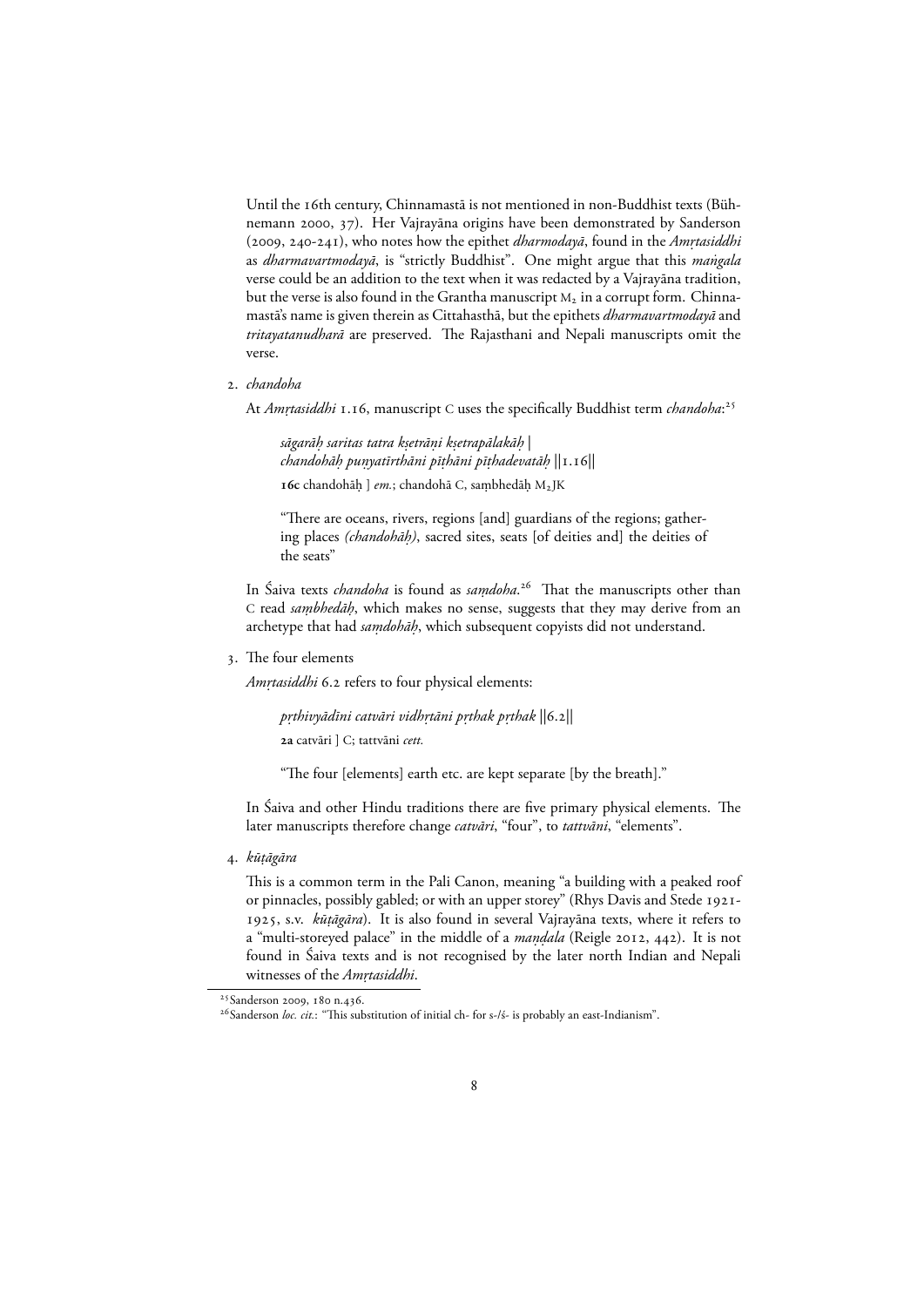Until the 16th century, Chinnamastā is not mentioned in non-Buddhist texts (Bühnemann 2000, 37). Her Vajrayāna origins have been demonstrated by Sanderson (2009, 240-241), who notes how the epithet *dharmodayā*, found in the *Amṛtasiddhi* as *dharmavartmodayā*, is "strictly Buddhist". One might argue that this *maṅgala* verse could be an addition to the text when it was redacted by a Vajrayāna tradition, but the verse is also found in the Grantha manuscript $M_2$ in a corrupt form. Chinnamastā's name is given therein as Cittahasthā, but the epithets *dharmavartmodayā* and *tritayatanudharā* are preserved. The Rajasthani and Nepali manuscripts omit the verse.

2. *chandoha*

   At *Amṛtasiddhi* 1.16, manuscript C uses the specifically Buddhist term *chandoha*:[25]

   > *sāgarāḥ saritas tatra kṣetrāṇi kṣetrapālakāḥ |*
   > *chandohāḥ puṇyatīrthāni pīṭhāni pīṭhadevatāḥ ||1.16||*
   >
   > **16c** chandohāḥ ] *em.*; chandohā C, saṃbhedāḥ $M_2$JK
   >
   > "There are oceans, rivers, regions [and] guardians of the regions; gathering places *(chandohāḥ)*, sacred sites, seats [of deities and] the deities of the seats"

   In Śaiva texts *chandoha* is found as *saṃdoha*.[26] That the manuscripts other than C read *saṃbhedāḥ*, which makes no sense, suggests that they may derive from an archetype that had *saṃdohāḥ*, which subsequent copyists did not understand.

3. The four elements

   *Amṛtasiddhi* 6.2 refers to four physical elements:

   > *pṛthivyādīni catvāri vidhṛtāni pṛthak pṛthak ||6.2||*
   >
   > **2a** catvāri ] C; tattvāni *cett.*
   >
   > "The four [elements] earth etc. are kept separate [by the breath]."

   In Śaiva and other Hindu traditions there are five primary physical elements. The later manuscripts therefore change *catvāri*, "four", to *tattvāni*, "elements".

4. *kūṭāgāra*

   This is a common term in the Pali Canon, meaning "a building with a peaked roof or pinnacles, possibly gabled; or with an upper storey" (Rhys Davis and Stede 1921-1925, s.v. *kūṭāgāra*). It is also found in several Vajrayāna texts, where it refers to a "multi-storeyed palace" in the middle of a *maṇḍala* (Reigle 2012, 442). It is not found in Śaiva texts and is not recognised by the later north Indian and Nepali witnesses of the *Amṛtasiddhi*.

---

[25] Sanderson 2009, 180 n.436.

[26] Sanderson *loc. cit.*: "This substitution of initial ch- for s-/ś- is probably an east-Indianism".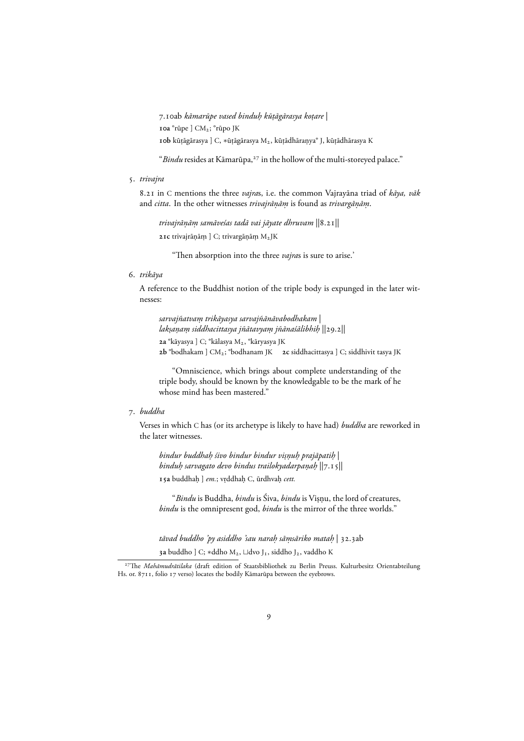7.10ab *kāmarūpe vased binduḥ kūṭāgārasya koṭare |*

**10a** °rūpe ] CM$_2$; °rūpo JK

**10b** kūṭāgārasya ] C, ∗ūṭāgārasya M$_2$, kūṭādhāraṇya° J, kūṭādhārasya K

"*Bindu* resides at Kāmarūpa,[27] in the hollow of the multi-storeyed palace."

5. *trivajra*

8.21 in C mentions the three *vajra*s, i.e. the common Vajrayāna triad of *kāya, vāk* and *citta*. In the other witnesses *trivajrāṇāṃ* is found as *trivargāṇāṃ*.

*trivajrāṇāṃ samāveśas tadā vai jāyate dhruvam ||8.21||*

**21c** trivajrāṇāṃ ] C; trivargāṇāṃ M$_2$JK

"Then absorption into the three *vajra*s is sure to arise.'

6. *trikāya*

A reference to the Buddhist notion of the triple body is expunged in the later witnesses:

*sarvajñatvaṃ trikāyasya sarvajñānāvabodhakam |*
*lakṣaṇaṃ siddhacittasya jñātavyaṃ jñānaśālibhiḥ ||29.2||*

**2a** °kāyasya ] C; °kālasya M$_2$, °kāryasya JK

**2b** °bodhakam ] CM$_2$; °bodhanam JK   **2c** siddhacittasya ] C; siddhivit tasya JK

"Omniscience, which brings about complete understanding of the triple body, should be known by the knowledgable to be the mark of he whose mind has been mastered."

7. *buddha*

Verses in which C has (or its archetype is likely to have had) *buddha* are reworked in the later witnesses.

*bindur buddhaḥ śivo bindur bindur viṣṇuḥ prajāpatiḥ |*
*binduḥ sarvagato devo bindus trailokyadarpaṇaḥ ||7.15||*

**15a** buddhaḥ ] *em.*; vṛddhaḥ C, ūrdhvaḥ *cett.*

"*Bindu* is Buddha, *bindu* is Śiva, *bindu* is Viṣṇu, the lord of creatures, *bindu* is the omnipresent god, *bindu* is the mirror of the three worlds."

*tāvad buddho 'py asiddho 'sau naraḥ sāṃsāriko mataḥ |* 32.3ab

**3a** buddho ] C; ∗ddho M$_2$, ⊔dvo J$_1$, siddho J$_2$, vaddho K

---

[27] The *Mahāmudrātilaka* (draft edition of Staatsbibliothek zu Berlin Preuss. Kulturbesitz Orientabteilung Hs. or. 8711, folio 17 verso) locates the bodily Kāmarūpa between the eyebrows.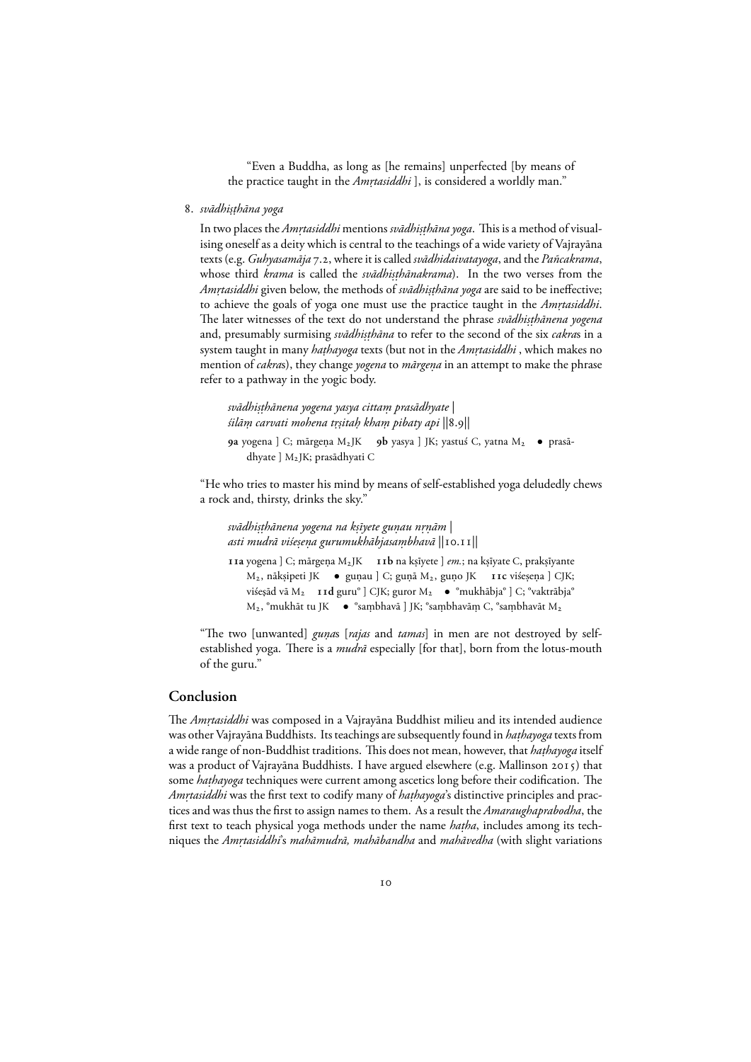"Even a Buddha, as long as [he remains] unperfected [by means of the practice taught in the *Amṛtasiddhi* ], is considered a worldly man."

8. *svādhiṣṭhāna yoga*

In two places the *Amṛtasiddhi* mentions *svādhiṣṭhāna yoga*. This is a method of visualising oneself as a deity which is central to the teachings of a wide variety of Vajrayāna texts (e.g. *Guhyasamāja* 7.2, where it is called *svādhidaivatayoga*, and the *Pañcakrama*, whose third *krama* is called the *svādhiṣṭhānakrama*). In the two verses from the *Amṛtasiddhi* given below, the methods of *svādhiṣṭhāna yoga* are said to be ineffective; to achieve the goals of yoga one must use the practice taught in the *Amṛtasiddhi*. The later witnesses of the text do not understand the phrase *svādhiṣṭhānena yogena* and, presumably surmising *svādhiṣṭhāna* to refer to the second of the six *cakra*s in a system taught in many *haṭhayoga* texts (but not in the *Amṛtasiddhi* , which makes no mention of *cakra*s), they change *yogena* to *mārgeṇa* in an attempt to make the phrase refer to a pathway in the yogic body.

> *svādhiṣṭhānena yogena yasya cittaṃ prasādhyate |*
> *śilāṃ carvati mohena tṛṣitaḥ khaṃ pibaty api* ||8.9||
>
> **9a** yogena ] C; mārgeṇa $M_2$JK **9b** yasya ] JK; yastuś C, yatna $M_2$ • prasādhyate ] $M_2$JK; prasādhyati C

"He who tries to master his mind by means of self-established yoga deludedly chews a rock and, thirsty, drinks the sky."

> *svādhiṣṭhānena yogena na kṣīyete guṇau nṛṇām |*
> *asti mudrā viśeṣeṇa gurumukhābjasaṃbhavā* ||10.11||
>
> **11a** yogena ] C; mārgeṇa $M_2$JK **11b** na kṣīyete ] *em.*; na kṣīyate C, prakṣīyante $M_2$, nākṣipeti JK • guṇau ] C; guṇā $M_2$, guṇo JK **11c** viśeṣeṇa ] CJK; viśeṣād vā $M_2$ **11d** guru° ] CJK; guror $M_2$ • °mukhābja° ] C; °vaktrābja° $M_2$, °mukhāt tu JK • °saṃbhavā ] JK; °saṃbhavāṃ C, °saṃbhavāt $M_2$

"The two [unwanted] *guṇa*s [*rajas* and *tamas*] in men are not destroyed by self-established yoga. There is a *mudrā* especially [for that], born from the lotus-mouth of the guru."

## Conclusion

The *Amṛtasiddhi* was composed in a Vajrayāna Buddhist milieu and its intended audience was other Vajrayāna Buddhists. Its teachings are subsequently found in *haṭhayoga* texts from a wide range of non-Buddhist traditions. This does not mean, however, that *haṭhayoga* itself was a product of Vajrayāna Buddhists. I have argued elsewhere (e.g. Mallinson 2015) that some *haṭhayoga* techniques were current among ascetics long before their codification. The *Amṛtasiddhi* was the first text to codify many of *haṭhayoga*'s distinctive principles and practices and was thus the first to assign names to them. As a result the *Amaraughaprabodha*, the first text to teach physical yoga methods under the name *haṭha*, includes among its techniques the *Amṛtasiddhi*'s *mahāmudrā, mahābandha* and *mahāvedha* (with slight variations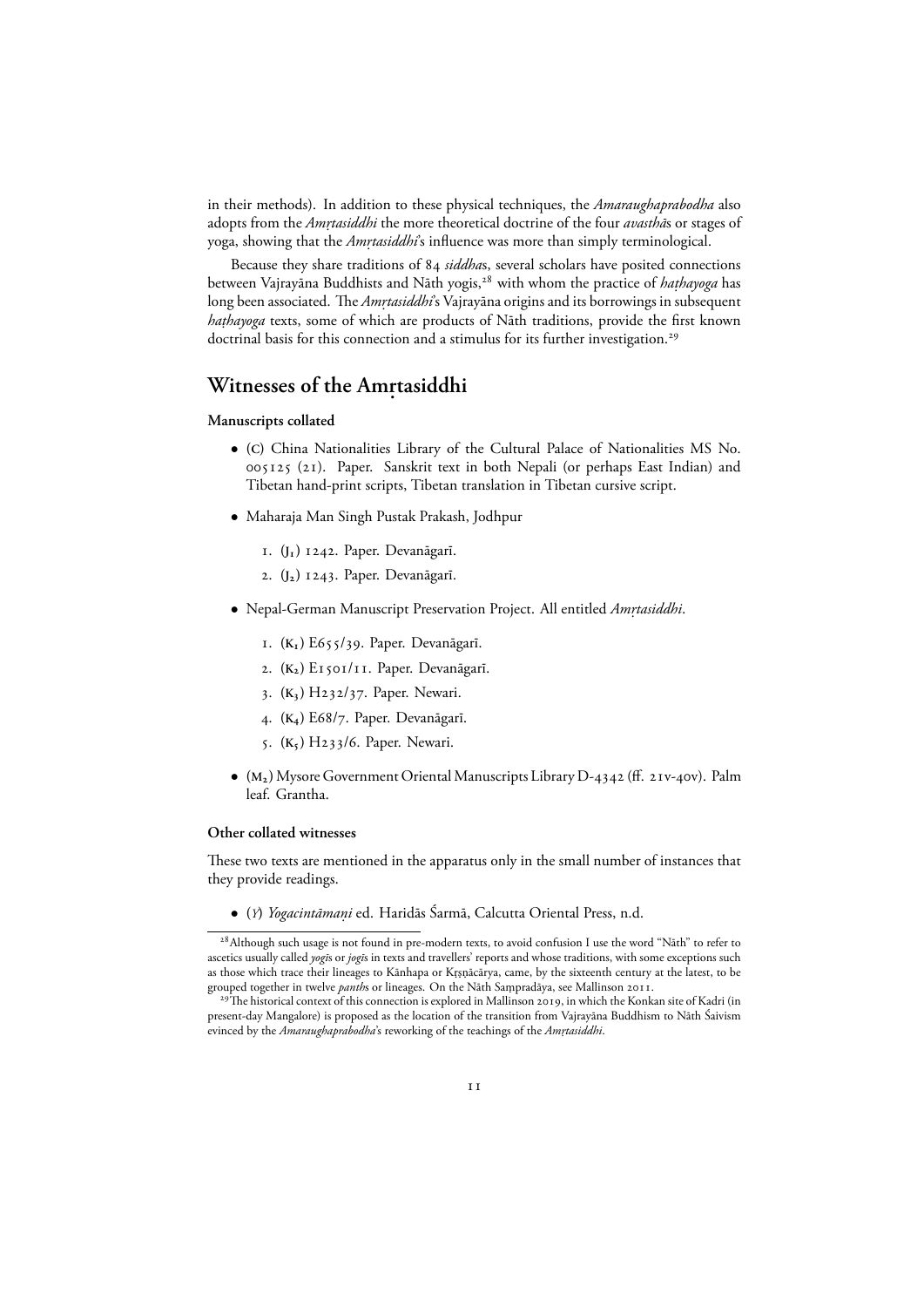in their methods). In addition to these physical techniques, the *Amaraughaprabodha* also adopts from the *Amṛtasiddhi* the more theoretical doctrine of the four *avasthā*s or stages of yoga, showing that the *Amṛtasiddhi*'s influence was more than simply terminological.

Because they share traditions of 84 *siddha*s, several scholars have posited connections between Vajrayāna Buddhists and Nāth yogis,[28] with whom the practice of *haṭhayoga* has long been associated. The *Amṛtasiddhi*'s Vajrayāna origins and its borrowings in subsequent *haṭhayoga* texts, some of which are products of Nāth traditions, provide the first known doctrinal basis for this connection and a stimulus for its further investigation.[29]

## Witnesses of the Amṛtasiddhi

### Manuscripts collated

- (C) China Nationalities Library of the Cultural Palace of Nationalities MS No. 005125 (21). Paper. Sanskrit text in both Nepali (or perhaps East Indian) and Tibetan hand-print scripts, Tibetan translation in Tibetan cursive script.
- Maharaja Man Singh Pustak Prakash, Jodhpur
  1. ($J_1$) 1242. Paper. Devanāgarī.
  2. ($J_2$) 1243. Paper. Devanāgarī.
- Nepal-German Manuscript Preservation Project. All entitled *Amṛtasiddhi*.
  1. ($K_1$) E655/39. Paper. Devanāgarī.
  2. ($K_2$) E1501/11. Paper. Devanāgarī.
  3. ($K_3$) H232/37. Paper. Newari.
  4. ($K_4$) E68/7. Paper. Devanāgarī.
  5. ($K_5$) H233/6. Paper. Newari.
- ($M_2$) Mysore Government Oriental Manuscripts Library D-4342 (ff. 21v-40v). Palm leaf. Grantha.

### Other collated witnesses

These two texts are mentioned in the apparatus only in the small number of instances that they provide readings.

- (*Y*) *Yogacintāmaṇi* ed. Haridās Śarmā, Calcutta Oriental Press, n.d.

---

[28] Although such usage is not found in pre-modern texts, to avoid confusion I use the word "Nāth" to refer to ascetics usually called *yogī*s or *jogī*s in texts and travellers' reports and whose traditions, with some exceptions such as those which trace their lineages to Kānhapa or Kṛṣṇācārya, came, by the sixteenth century at the latest, to be grouped together in twelve *panth*s or lineages. On the Nāth Saṃpradāya, see Mallinson 2011.

[29] The historical context of this connection is explored in Mallinson 2019, in which the Konkan site of Kadri (in present-day Mangalore) is proposed as the location of the transition from Vajrayāna Buddhism to Nāth Śaivism evinced by the *Amaraughaprabodha*'s reworking of the teachings of the *Amṛtasiddhi*.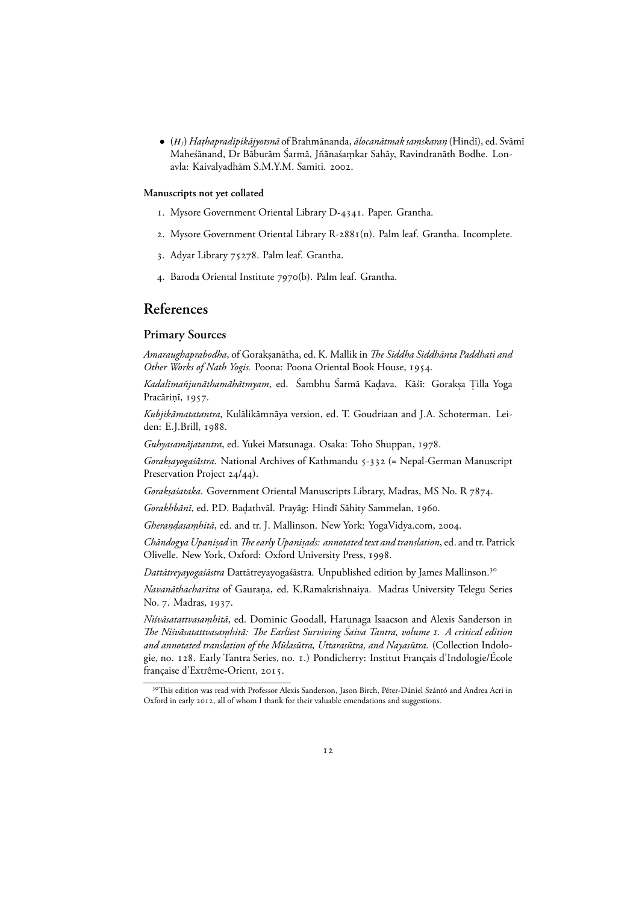- ($H_J$) *Haṭhapradīpikājyotsnā* of Brahmānanda, *ālocanātmak saṃskaraṇ* (Hindī), ed. Svāmī Maheśānand, Dr Bāburām Śarmā, Jñānaśaṃkar Sahāy, Ravindranāth Bodhe. Lonavla: Kaivalyadhām S.M.Y.M. Samiti. 2002.

**Manuscripts not yet collated**

1. Mysore Government Oriental Library D-4341. Paper. Grantha.
2. Mysore Government Oriental Library R-2881(n). Palm leaf. Grantha. Incomplete.
3. Adyar Library 75278. Palm leaf. Grantha.
4. Baroda Oriental Institute 7970(b). Palm leaf. Grantha.

# References

## Primary Sources

*Amaraughaprabodha*, of Gorakṣanātha, ed. K. Mallik in *The Siddha Siddhānta Paddhati and Other Works of Nath Yogis.* Poona: Poona Oriental Book House, 1954.

*Kadalīmañjunāthamāhātmyam*, ed. Śambhu Śarmā Kaḍava. Kāśī: Gorakṣa Ṭilla Yoga Pracāriṇī, 1957.

*Kubjikāmatatantra,* Kulālikāmnāya version, ed. T. Goudriaan and J.A. Schoterman. Leiden: E.J.Brill, 1988.

*Guhyasamājatantra*, ed. Yukei Matsunaga. Osaka: Toho Shuppan, 1978.

*Gorakṣayogaśāstra*. National Archives of Kathmandu 5-332 (= Nepal-German Manuscript Preservation Project 24/44).

*Gorakṣaśataka*. Government Oriental Manuscripts Library, Madras, MS No. R 7874.

*Gorakhbānī*, ed. P.D. Baḍathvāl. Prayāg: Hindī Sāhity Sammelan, 1960.

*Gheraṇḍasaṃhitā*, ed. and tr. J. Mallinson. New York: YogaVidya.com, 2004.

*Chāndogya Upaniṣad* in *The early Upaniṣads: annotated text and translation*, ed. and tr. Patrick Olivelle. New York, Oxford: Oxford University Press, 1998.

*Dattātreyayogaśāstra* Dattātreyayogaśāstra. Unpublished edition by James Mallinson.[30]

*Navanāthacharitra* of Gauraṇa, ed. K.Ramakrishnaiya. Madras University Telegu Series No. 7. Madras, 1937.

*Niśvāsatattvasaṃhitā*, ed. Dominic Goodall, Harunaga Isaacson and Alexis Sanderson in *The Niśvāsatattvasaṃhitā: The Earliest Surviving Śaiva Tantra, volume 1. A critical edition and annotated translation of the Mūlasūtra, Uttarasūtra, and Nayasūtra.* (Collection Indologie, no. 128. Early Tantra Series, no. 1.) Pondicherry: Institut Français d'Indologie/École française d'Extrême-Orient, 2015.

[30] This edition was read with Professor Alexis Sanderson, Jason Birch, Péter-Dániel Szántó and Andrea Acri in Oxford in early 2012, all of whom I thank for their valuable emendations and suggestions.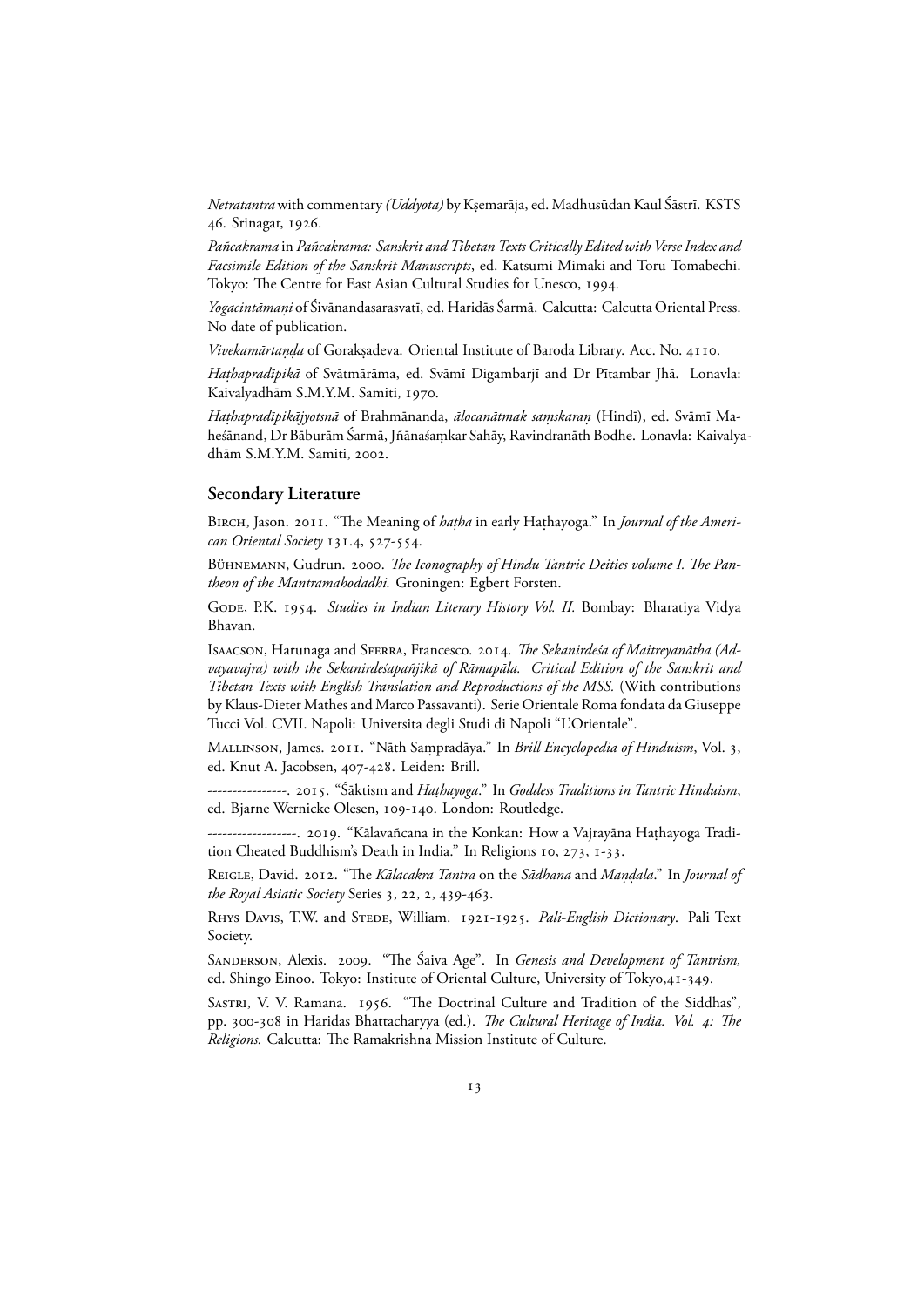*Netratantra* with commentary *(Uddyota)* by Kṣemarāja, ed. Madhusūdan Kaul Śāstrī. KSTS 46. Srinagar, 1926.

*Pañcakrama* in *Pañcakrama: Sanskrit and Tibetan Texts Critically Edited with Verse Index and Facsimile Edition of the Sanskrit Manuscripts*, ed. Katsumi Mimaki and Toru Tomabechi. Tokyo: The Centre for East Asian Cultural Studies for Unesco, 1994.

*Yogacintāmaṇi* of Śivānandasarasvatī, ed. Haridās Śarmā. Calcutta: Calcutta Oriental Press. No date of publication.

*Vivekamārtaṇḍa* of Gorakṣadeva. Oriental Institute of Baroda Library. Acc. No. 4110.

*Haṭhapradīpikā* of Svātmārāma, ed. Svāmī Digambarjī and Dr Pītambar Jhā. Lonavla: Kaivalyadhām S.M.Y.M. Samiti, 1970.

*Haṭhapradīpikājyotsnā* of Brahmānanda, *ālocanātmak saṃskaraṇ* (Hindī), ed. Svāmī Maheśānand, Dr Bāburām Śarmā, Jñānaśaṃkar Sahāy, Ravindranāth Bodhe. Lonavla: Kaivalyadhām S.M.Y.M. Samiti, 2002.

## Secondary Literature

Birch, Jason. 2011. "The Meaning of *haṭha* in early Haṭhayoga." In *Journal of the American Oriental Society* 131.4, 527-554.

Bühnemann, Gudrun. 2000. *The Iconography of Hindu Tantric Deities volume I. The Pantheon of the Mantramahodadhi.* Groningen: Egbert Forsten.

Gode, P.K. 1954. *Studies in Indian Literary History Vol. II.* Bombay: Bharatiya Vidya Bhavan.

Isaacson, Harunaga and Sferra, Francesco. 2014. *The Sekanirdeśa of Maitreyanātha (Advayavajra) with the Sekanirdeśapañjikā of Rāmapāla. Critical Edition of the Sanskrit and Tibetan Texts with English Translation and Reproductions of the MSS.* (With contributions by Klaus-Dieter Mathes and Marco Passavanti). Serie Orientale Roma fondata da Giuseppe Tucci Vol. CVII. Napoli: Universita degli Studi di Napoli "L'Orientale".

Mallinson, James. 2011. "Nāth Saṃpradāya." In *Brill Encyclopedia of Hinduism*, Vol. 3, ed. Knut A. Jacobsen, 407-428. Leiden: Brill.

----------------. 2015. "Śāktism and *Haṭhayoga*." In *Goddess Traditions in Tantric Hinduism*, ed. Bjarne Wernicke Olesen, 109-140. London: Routledge.

------------------. 2019. "Kālavañcana in the Konkan: How a Vajrayāna Haṭhayoga Tradition Cheated Buddhism's Death in India." In Religions 10, 273, 1-33.

Reigle, David. 2012. "The *Kālacakra Tantra* on the *Sādhana* and *Maṇḍala*." In *Journal of the Royal Asiatic Society* Series 3, 22, 2, 439-463.

Rhys Davis, T.W. and Stede, William. 1921-1925. *Pali-English Dictionary*. Pali Text Society.

Sanderson, Alexis. 2009. "The Śaiva Age". In *Genesis and Development of Tantrism,* ed. Shingo Einoo. Tokyo: Institute of Oriental Culture, University of Tokyo,41-349.

Sastri, V. V. Ramana. 1956. "The Doctrinal Culture and Tradition of the Siddhas", pp. 300-308 in Haridas Bhattacharyya (ed.). *The Cultural Heritage of India. Vol. 4: The Religions.* Calcutta: The Ramakrishna Mission Institute of Culture.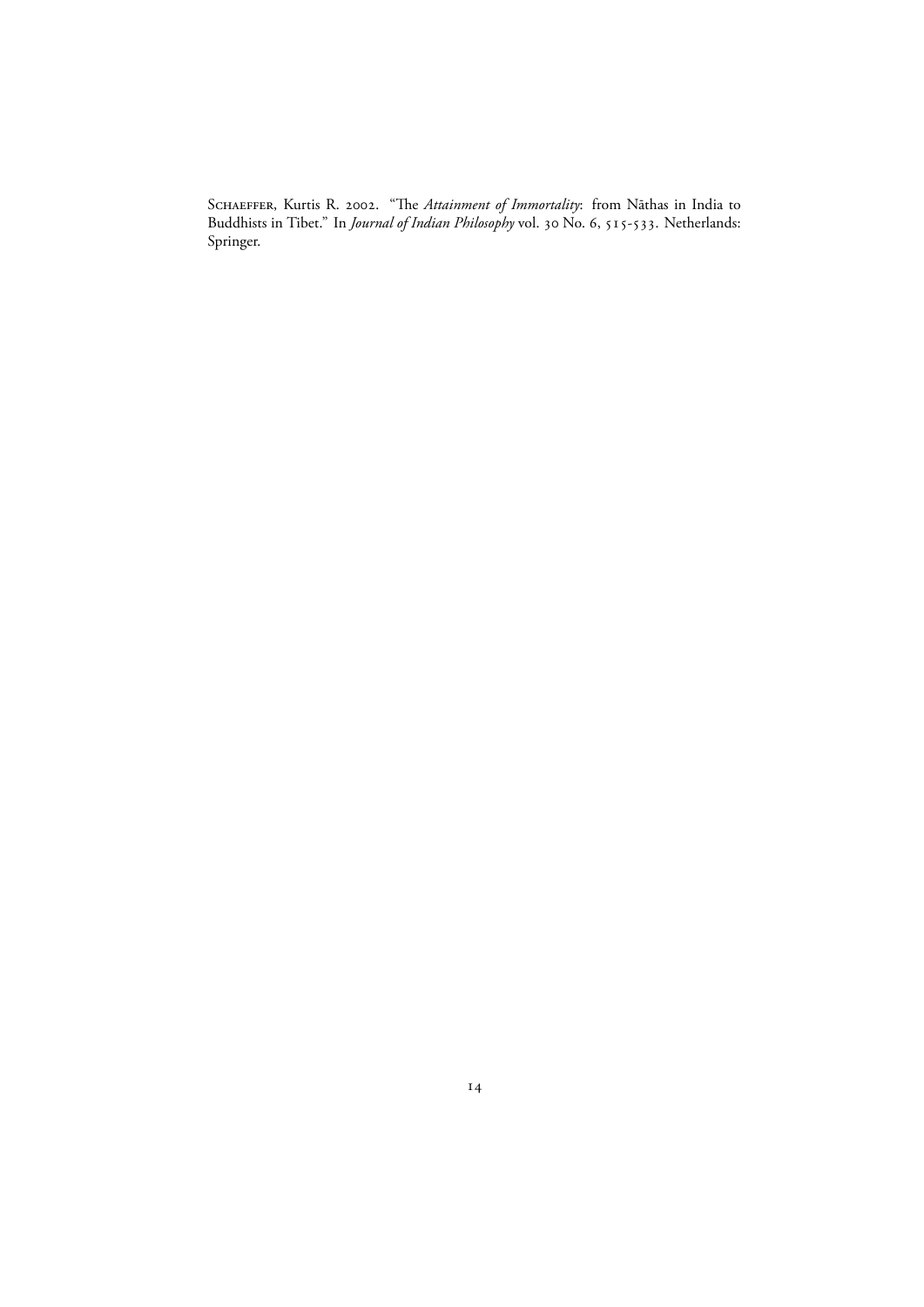Schaeffer, Kurtis R. 2002. "The *Attainment of Immortality*: from Nāthas in India to Buddhists in Tibet." In *Journal of Indian Philosophy* vol. 30 No. 6, 515-533. Netherlands: Springer.